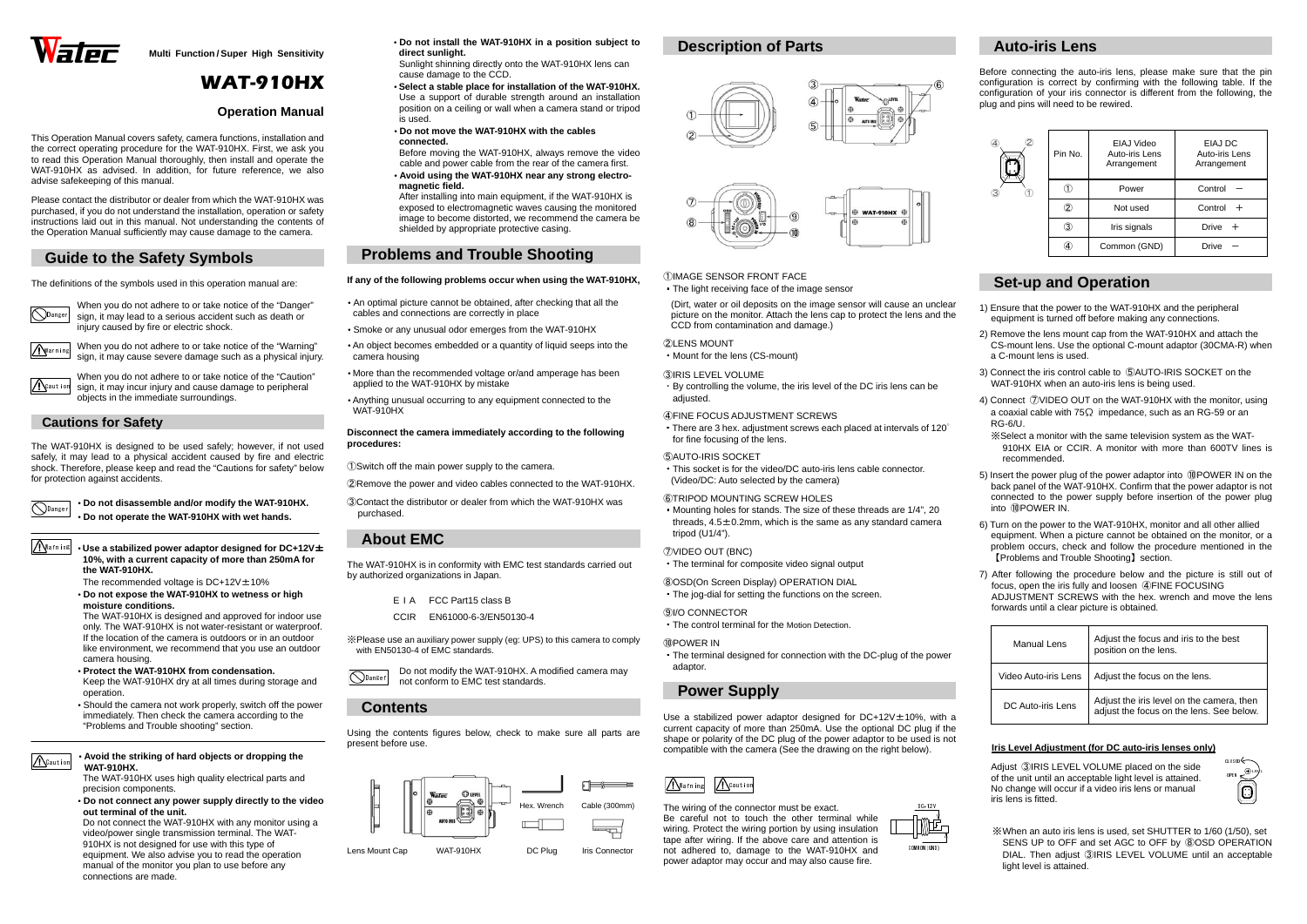Watec

Multi Function / Super High Sensitivity

# WAT-910HX

## Operation Manual

This Operation Manual covers safety, camera functions, installation and the correct operating procedure for the WAT-910HX. First, we ask you to read this Operation Manual thoroughly, then install and operate the WAT-910HX as advised. In addition, for future reference, we also advise safekeeping of this manual.

Please contact the distributor or dealer from which the WAT-910HX was purchased, if you do not understand the installation, operation or safety instructions laid out in this manual. Not understanding the contents of the Operation Manual sufficiently may cause damage to the camera.

## Guide to the Safety Symbols

The definitions of the symbols used in this operation manual are:

Danger: When you do not adhere to or take notice of the "Danger" sign, it may lead to a serious accident such as death or injury caused by fire or electric shock.

Warning: When you do not adhere to or take notice of the "Warning" sign, it may cause severe damage such as a physical injury.

Caution: When you do not adhere to or take notice of the "Caution" sign, it may incur injury and cause damage to peripheral objects in the immediate surroundings.

### Cautions for Safety

The WAT-910HX is designed to be used safely; however, if not used safely, it may lead to a physical accident caused by fire and electric shock. Therefore, please keep and read the "Cautions for safety" below for protection against accidents.

Danger
- **Do not disassemble and/or modify the WAT-910HX.**
- **Do not operate the WAT-910HX with wet hands.**

Warning
- **Use a stabilized power adaptor designed for DC+12V± 10%, with a current capacity of more than 250mA for the WAT-910HX.**
  The recommended voltage is DC+12V± 10%
- **Do not expose the WAT-910HX to wetness or high moisture conditions.**
  The WAT-910HX is designed and approved for indoor use only. The WAT-910HX is not water-resistant or waterproof. If the location of the camera is outdoors or in an outdoor like environment, we recommend that you use an outdoor camera housing.
- **Protect the WAT-910HX from condensation.**
  Keep the WAT-910HX dry at all times during storage and operation.
- Should the camera not work properly, switch off the power immediately. Then check the camera according to the "Problems and Trouble shooting" section.

Caution
- **Avoid the striking of hard objects or dropping the WAT-910HX.**
  The WAT-910HX uses high quality electrical parts and precision components.
- **Do not connect any power supply directly to the video out terminal of the unit.**
  Do not connect the WAT-910HX with any monitor using a video/power single transmission terminal. The WAT-910HX is not designed for use with this type of equipment. We also advise you to read the operation manual of the monitor you plan to use before any connections are made.
- **Do not install the WAT-910HX in a position subject to direct sunlight.**
  Sunlight shinning directly onto the WAT-910HX lens can cause damage to the CCD.
- **Select a stable place for installation of the WAT-910HX.**
  Use a support of durable strength around an installation position on a ceiling or wall when a camera stand or tripod is used.
- **Do not move the WAT-910HX with the cables connected.**
  Before moving the WAT-910HX, always remove the video cable and power cable from the rear of the camera first.
- **Avoid using the WAT-910HX near any strong electro-magnetic field.**
  After installing into main equipment, if the WAT-910HX is exposed to electromagnetic waves causing the monitored image to become distorted, we recommend the camera be shielded by appropriate protective casing.

## Problems and Trouble Shooting

**If any of the following problems occur when using the WAT-910HX,**

- An optimal picture cannot be obtained, after checking that all the cables and connections are correctly in place
- Smoke or any unusual odor emerges from the WAT-910HX
- An object becomes embedded or a quantity of liquid seeps into the camera housing
- More than the recommended voltage or/and amperage has been applied to the WAT-910HX by mistake
- Anything unusual occurring to any equipment connected to the WAT-910HX

**Disconnect the camera immediately according to the following procedures:**

①Switch off the main power supply to the camera.

②Remove the power and video cables connected to the WAT-910HX.

③Contact the distributor or dealer from which the WAT-910HX was purchased.

## About EMC

The WAT-910HX is in conformity with EMC test standards carried out by authorized organizations in Japan.

E I A FCC Part15 class B

CCIR EN61000-6-3/EN50130-4

※Please use an auxiliary power supply (eg: UPS) to this camera to comply with EN50130-4 of EMC standards.

Danger: Do not modify the WAT-910HX. A modified camera may not conform to EMC test standards.

## Contents

Using the contents figures below, check to make sure all parts are present before use.

Lens Mount Cap　WAT-910HX　Hex. Wrench　Cable (300mm)　DC Plug　Iris Connector

## Description of Parts

①IMAGE SENSOR FRONT FACE
- The light receiving face of the image sensor

(Dirt, water or oil deposits on the image sensor will cause an unclear picture on the monitor. Attach the lens cap to protect the lens and the CCD from contamination and damage.)

②LENS MOUNT
- Mount for the lens (CS-mount)

③IRIS LEVEL VOLUME
- By controlling the volume, the iris level of the DC iris lens can be adjusted.

④FINE FOCUS ADJUSTMENT SCREWS
- There are 3 hex. adjustment screws each placed at intervals of 120˚ for fine focusing of the lens.

⑤AUTO-IRIS SOCKET
- This socket is for the video/DC auto-iris lens cable connector. (Video/DC: Auto selected by the camera)

⑥TRIPOD MOUNTING SCREW HOLES
- Mounting holes for stands. The size of these threads are 1/4", 20 threads, 4.5± 0.2mm, which is the same as any standard camera tripod (U1/4").

⑦VIDEO OUT (BNC)
- The terminal for composite video signal output

⑧OSD(On Screen Display) OPERATION DIAL
- The jog-dial for setting the functions on the screen.

⑨I/O CONNECTOR
- The control terminal for the Motion Detection.

⑩POWER IN
- The terminal designed for connection with the DC-plug of the power adaptor.

## Power Supply

Use a stabilized power adaptor designed for DC+12V± 10%, with a current capacity of more than 250mA. Use the optional DC plug if the shape or polarity of the DC plug of the power adaptor to be used is not compatible with the camera (See the drawing on the right below).

Warning / Caution

The wiring of the connector must be exact. Be careful not to touch the other terminal while wiring. Protect the wiring portion by using insulation tape after wiring. If the above care and attention is not adhered to, damage to the WAT-910HX and power adaptor may occur and may also cause fire.

DC+12V　COMMON (GND)

## Auto-iris Lens

Before connecting the auto-iris lens, please make sure that the pin configuration is correct by confirming with the following table. If the configuration of your iris connector is different from the following, the plug and pins will need to be rewired.

| Pin No. | EIAJ Video Auto-iris Lens Arrangement | EIAJ DC Auto-iris Lens Arrangement |
|---|---|---|
| ① | Power | Control − |
| ② | Not used | Control ＋ |
| ③ | Iris signals | Drive ＋ |
| ④ | Common (GND) | Drive − |

## Set-up and Operation

1) Ensure that the power to the WAT-910HX and the peripheral equipment is turned off before making any connections.
2) Remove the lens mount cap from the WAT-910HX and attach the CS-mount lens. Use the optional C-mount adaptor (30CMA-R) when a C-mount lens is used.
3) Connect the iris control cable to ⑤AUTO-IRIS SOCKET on the WAT-910HX when an auto-iris lens is being used.
4) Connect ⑦VIDEO OUT on the WAT-910HX with the monitor, using a coaxial cable with 75Ω impedance, such as an RG-59 or an RG-6/U.
   ※Select a monitor with the same television system as the WAT-910HX EIA or CCIR. A monitor with more than 600TV lines is recommended.
5) Insert the power plug of the power adaptor into ⑩POWER IN on the back panel of the WAT-910HX. Confirm that the power adaptor is not connected to the power supply before insertion of the power plug into ⑩POWER IN.
6) Turn on the power to the WAT-910HX, monitor and all other allied equipment. When a picture cannot be obtained on the monitor, or a problem occurs, check and follow the procedure mentioned in the 【Problems and Trouble Shooting】section.
7) After following the procedure below and the picture is still out of focus, open the iris fully and loosen ④FINE FOCUSING ADJUSTMENT SCREWS with the hex. wrench and move the lens forwards until a clear picture is obtained.

| Manual Lens | Adjust the focus and iris to the best position on the lens. |
|---|---|
| Video Auto-iris Lens | Adjust the focus on the lens. |
| DC Auto-iris Lens | Adjust the iris level on the camera, then adjust the focus on the lens. See below. |

**Iris Level Adjustment (for DC auto-iris lenses only)**

Adjust ③IRIS LEVEL VOLUME placed on the side of the unit until an acceptable light level is attained. No change will occur if a video iris lens or manual iris lens is fitted.

CLOSE　OPEN

※When an auto iris lens is used, set SHUTTER to 1/60 (1/50), set SENS UP to OFF and set AGC to OFF by ⑧OSD OPERATION DIAL. Then adjust ③IRIS LEVEL VOLUME until an acceptable light level is attained.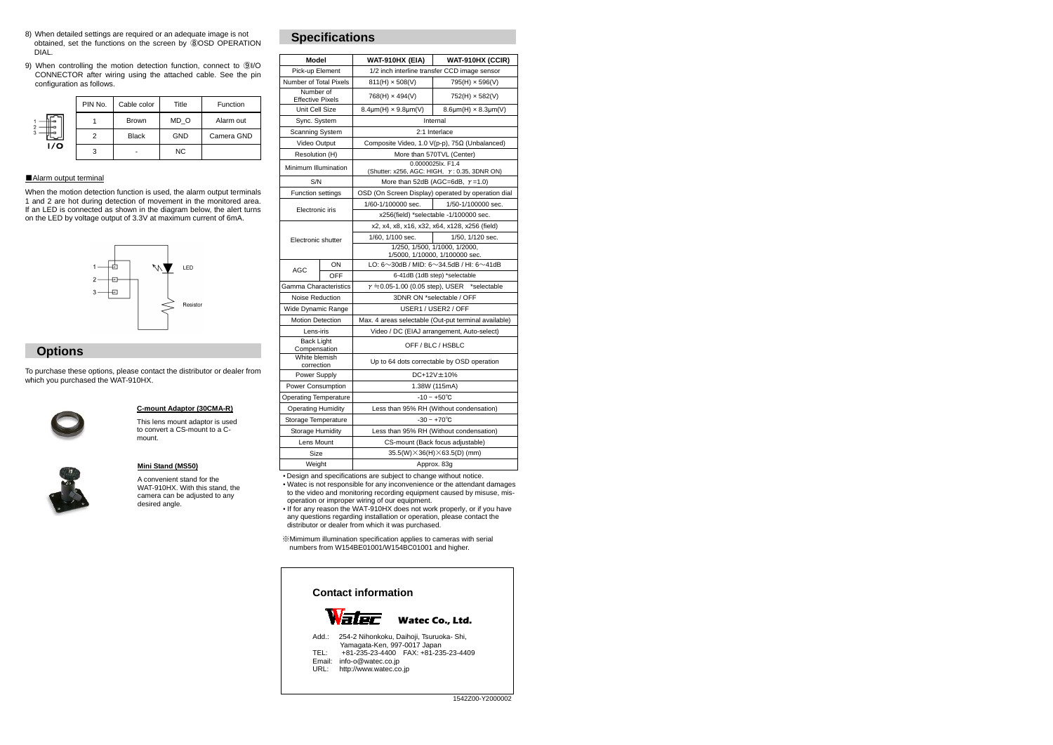8) When detailed settings are required or an adequate image is not obtained, set the functions on the screen by ⑧OSD OPERATION DIAL.

9) When controlling the motion detection function, connect to ⑨I/O CONNECTOR after wiring using the attached cable. See the pin configuration as follows.

1
2
3
I/O

| PIN No. | Cable color | Title | Function |
|---|---|---|---|
| 1 | Brown | MD_O | Alarm out |
| 2 | Black | GND | Camera GND |
| 3 | - | NC | |

■Alarm output terminal

When the motion detection function is used, the alarm output terminals 1 and 2 are hot during detection of movement in the monitored area. If an LED is connected as shown in the diagram below, the alert turns on the LED by voltage output of 3.3V at maximum current of 6mA.

1
2
3
LED
Resistor

## Options

To purchase these options, please contact the distributor or dealer from which you purchased the WAT-910HX.

**C-mount Adaptor (30CMA-R)**

This lens mount adaptor is used to convert a CS-mount to a C-mount.

**Mini Stand (MS50)**

A convenient stand for the WAT-910HX. With this stand, the camera can be adjusted to any desired angle.

## Specifications

| Model | | WAT-910HX (EIA) | WAT-910HX (CCIR) |
|---|---|---|---|
| Pick-up Element | | 1/2 inch interline transfer CCD image sensor | |
| Number of Total Pixels | | 811(H) × 508(V) | 795(H) × 596(V) |
| Number of Effective Pixels | | 768(H) × 494(V) | 752(H) × 582(V) |
| Unit Cell Size | | 8.4μm(H) × 9.8μm(V) | 8.6μm(H) × 8.3μm(V) |
| Sync. System | | Internal | |
| Scanning System | | 2:1 Interlace | |
| Video Output | | Composite Video, 1.0 V(p-p), 75Ω (Unbalanced) | |
| Resolution (H) | | More than 570TVL (Center) | |
| Minimum Illumination | | 0.0000025lx. F1.4 (Shutter: x256, AGC: HIGH, γ : 0.35, 3DNR ON) | |
| S/N | | More than 52dB (AGC=6dB, γ =1.0) | |
| Function settings | | OSD (On Screen Display) operated by operation dial | |
| Electronic iris | | 1/60-1/100000 sec. | 1/50-1/100000 sec. |
| | | x256(field) *selectable -1/100000 sec. | |
| Electronic shutter | | x2, x4, x8, x16, x32, x64, x128, x256 (field) | |
| | | 1/60, 1/100 sec. | 1/50, 1/120 sec. |
| | | 1/250, 1/500, 1/1000, 1/2000, 1/5000, 1/10000, 1/100000 sec. | |
| AGC | ON | LO: 6～30dB / MID: 6～34.5dB / HI: 6～41dB | |
| | OFF | 6-41dB (1dB step) *selectable | |
| Gamma Characteristics | | γ ≒0.05-1.00 (0.05 step), USER *selectable | |
| Noise Reduction | | 3DNR ON *selectable / OFF | |
| Wide Dynamic Range | | USER1 / USER2 / OFF | |
| Motion Detection | | Max. 4 areas selectable (Out-put terminal available) | |
| Lens-iris | | Video / DC (EIAJ arrangement, Auto-select) | |
| Back Light Compensation | | OFF / BLC / HSBLC | |
| White blemish correction | | Up to 64 dots correctable by OSD operation | |
| Power Supply | | DC+12V±10% | |
| Power Consumption | | 1.38W (115mA) | |
| Operating Temperature | | -10－+50℃ | |
| Operating Humidity | | Less than 95% RH (Without condensation) | |
| Storage Temperature | | -30－+70℃ | |
| Storage Humidity | | Less than 95% RH (Without condensation) | |
| Lens Mount | | CS-mount (Back focus adjustable) | |
| Size | | 35.5(W)×36(H)×63.5(D) (mm) | |
| Weight | | Approx. 83g | |

- Design and specifications are subject to change without notice.
- Watec is not responsible for any inconvenience or the attendant damages to the video and monitoring recording equipment caused by misuse, mis-operation or improper wiring of our equipment.
- If for any reason the WAT-910HX does not work properly, or if you have any questions regarding installation or operation, please contact the distributor or dealer from which it was purchased.

※Minimum illumination specification applies to cameras with serial numbers from W154BE01001/W154BC01001 and higher.

### Contact information

Watec Co., Ltd.

Add.: 254-2 Nihonkoku, Daihoji, Tsuruoka- Shi, Yamagata-Ken, 997-0017 Japan
TEL: +81-235-23-4400 FAX: +81-235-23-4409
Email: info-o@watec.co.jp
URL: http://www.watec.co.jp

1542Z00-Y2000002